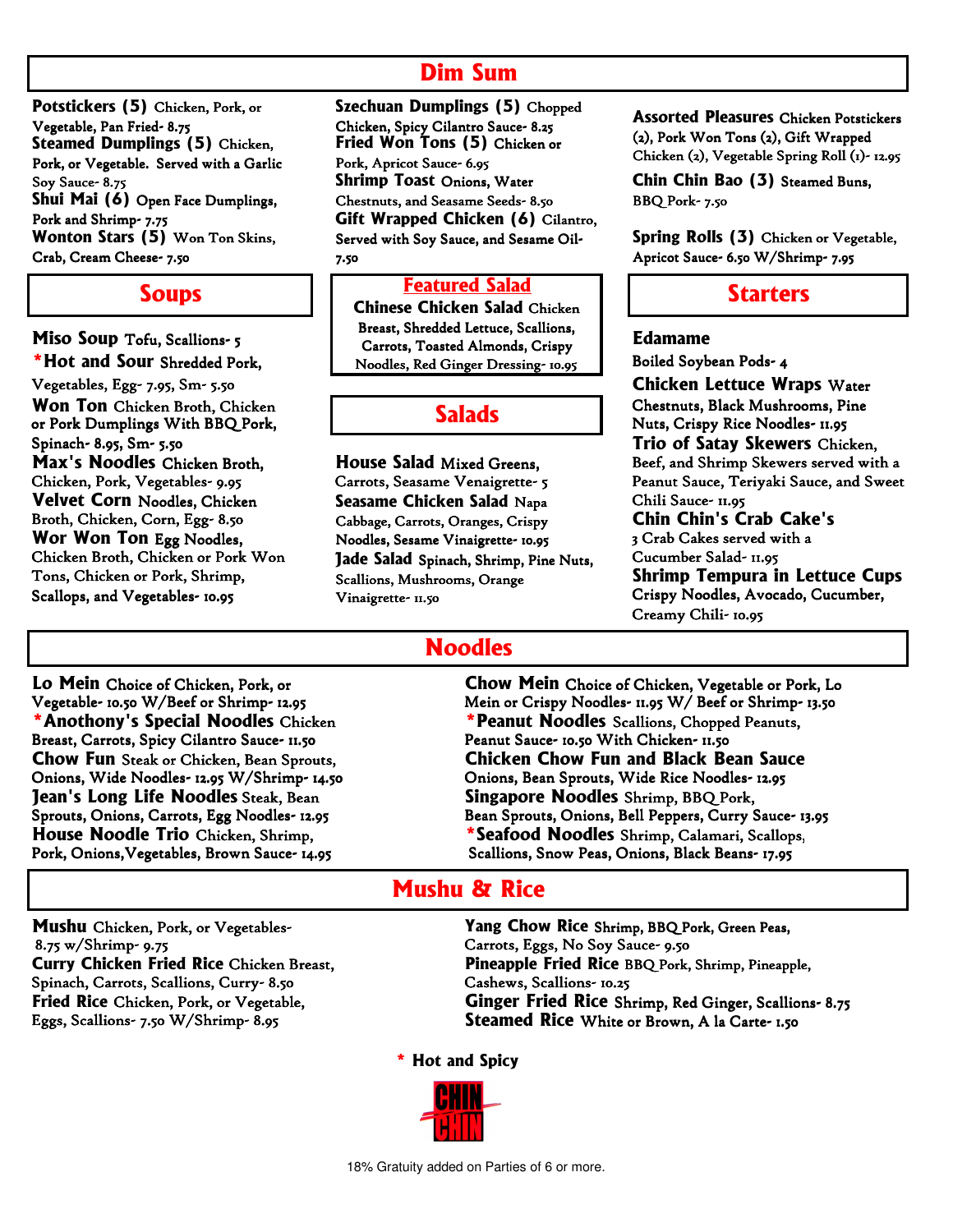## Dim Sum

**Potstickers (5)** Chicken, Pork, or Vegetable, Pan Fried- 8.75

**Steamed Dumplings (5)** Chicken, Pork, or Vegetable. Served with a Garlic Soy Sauce- 8.75

**Shui Mai (6)** Open Face Dumplings, Pork and Shrimp- 7.75

**Wonton Stars (5)** Won Ton Skins, Crab, Cream Cheese- 7.50

**Szechuan Dumplings (5)** Chopped Chicken, Spicy Cilantro Sauce- 8.25

**Fried Won Tons (5)** Chicken or Pork, Apricot Sauce- 6.95

**Shrimp Toast** Onions, Water Chestnuts, and Seasame Seeds- 8.50

**Gift Wrapped Chicken (6)** Cilantro, Served with Soy Sauce, and Sesame Oil- 7.50

**Assorted Pleasures** Chicken Potstickers (2), Pork Won Tons (2), Gift Wrapped Chicken (2), Vegetable Spring Roll (1)- 12.95

**Chin Chin Bao (3)** Steamed Buns, BBQ Pork- 7.50

**Spring Rolls (3)** Chicken or Vegetable, Apricot Sauce- 6.50 W/Shrimp- 7.95

## Soups

**Miso Soup** Tofu, Scallions- 5

***Hot and Sour** Shredded Pork, Vegetables, Egg- 7.95, Sm- 5.50

**Won Ton** Chicken Broth, Chicken or Pork Dumplings With BBQ Pork, Spinach- 8.95, Sm- 5.50

**Max's Noodles** Chicken Broth, Chicken, Pork, Vegetables- 9.95

**Velvet Corn** Noodles, Chicken Broth, Chicken, Corn, Egg- 8.50

**Wor Won Ton** Egg Noodles, Chicken Broth, Chicken or Pork Won Tons, Chicken or Pork, Shrimp, Scallops, and Vegetables- 10.95

## Featured Salad

**Chinese Chicken Salad** Chicken Breast, Shredded Lettuce, Scallions, Carrots, Toasted Almonds, Crispy Noodles, Red Ginger Dressing- 10.95

## Salads

**House Salad** Mixed Greens, Carrots, Seasame Venaigrette- 5

**Seasame Chicken Salad** Napa Cabbage, Carrots, Oranges, Crispy Noodles, Sesame Vinaigrette- 10.95

**Jade Salad** Spinach, Shrimp, Pine Nuts, Scallions, Mushrooms, Orange Vinaigrette- 11.50

## Starters

**Edamame**
Boiled Soybean Pods- 4

**Chicken Lettuce Wraps** Water Chestnuts, Black Mushrooms, Pine Nuts, Crispy Rice Noodles- 11.95

**Trio of Satay Skewers** Chicken, Beef, and Shrimp Skewers served with a Peanut Sauce, Teriyaki Sauce, and Sweet Chili Sauce- 11.95

**Chin Chin's Crab Cake's**
3 Crab Cakes served with a Cucumber Salad- 11.95

**Shrimp Tempura in Lettuce Cups** Crispy Noodles, Avocado, Cucumber, Creamy Chili- 10.95

## Noodles

**Lo Mein** Choice of Chicken, Pork, or Vegetable- 10.50 W/Beef or Shrimp- 12.95

***Anothony's Special Noodles** Chicken Breast, Carrots, Spicy Cilantro Sauce- 11.50

**Chow Fun** Steak or Chicken, Bean Sprouts, Onions, Wide Noodles- 12.95 W/Shrimp- 14.50

**Jean's Long Life Noodles** Steak, Bean Sprouts, Onions, Carrots, Egg Noodles- 12.95

**House Noodle Trio** Chicken, Shrimp, Pork, Onions,Vegetables, Brown Sauce- 14.95

**Chow Mein** Choice of Chicken, Vegetable or Pork, Lo Mein or Crispy Noodles- 11.95 W/ Beef or Shrimp- 13.50

***Peanut Noodles** Scallions, Chopped Peanuts, Peanut Sauce- 10.50 With Chicken- 11.50

**Chicken Chow Fun and Black Bean Sauce** Onions, Bean Sprouts, Wide Rice Noodles- 12.95

**Singapore Noodles** Shrimp, BBQ Pork, Bean Sprouts, Onions, Bell Peppers, Curry Sauce- 13.95

***Seafood Noodles** Shrimp, Calamari, Scallops, Scallions, Snow Peas, Onions, Black Beans- 17.95

## Mushu & Rice

**Mushu** Chicken, Pork, or Vegetables- 8.75 w/Shrimp- 9.75

**Curry Chicken Fried Rice** Chicken Breast, Spinach, Carrots, Scallions, Curry- 8.50

**Fried Rice** Chicken, Pork, or Vegetable, Eggs, Scallions- 7.50 W/Shrimp- 8.95

**Yang Chow Rice** Shrimp, BBQ Pork, Green Peas, Carrots, Eggs, No Soy Sauce- 9.50

**Pineapple Fried Rice** BBQ Pork, Shrimp, Pineapple, Cashews, Scallions- 10.25

**Ginger Fried Rice** Shrimp, Red Ginger, Scallions- 8.75

**Steamed Rice** White or Brown, A la Carte- 1.50

* Hot and Spicy

CHIN CHIN

18% Gratuity added on Parties of 6 or more.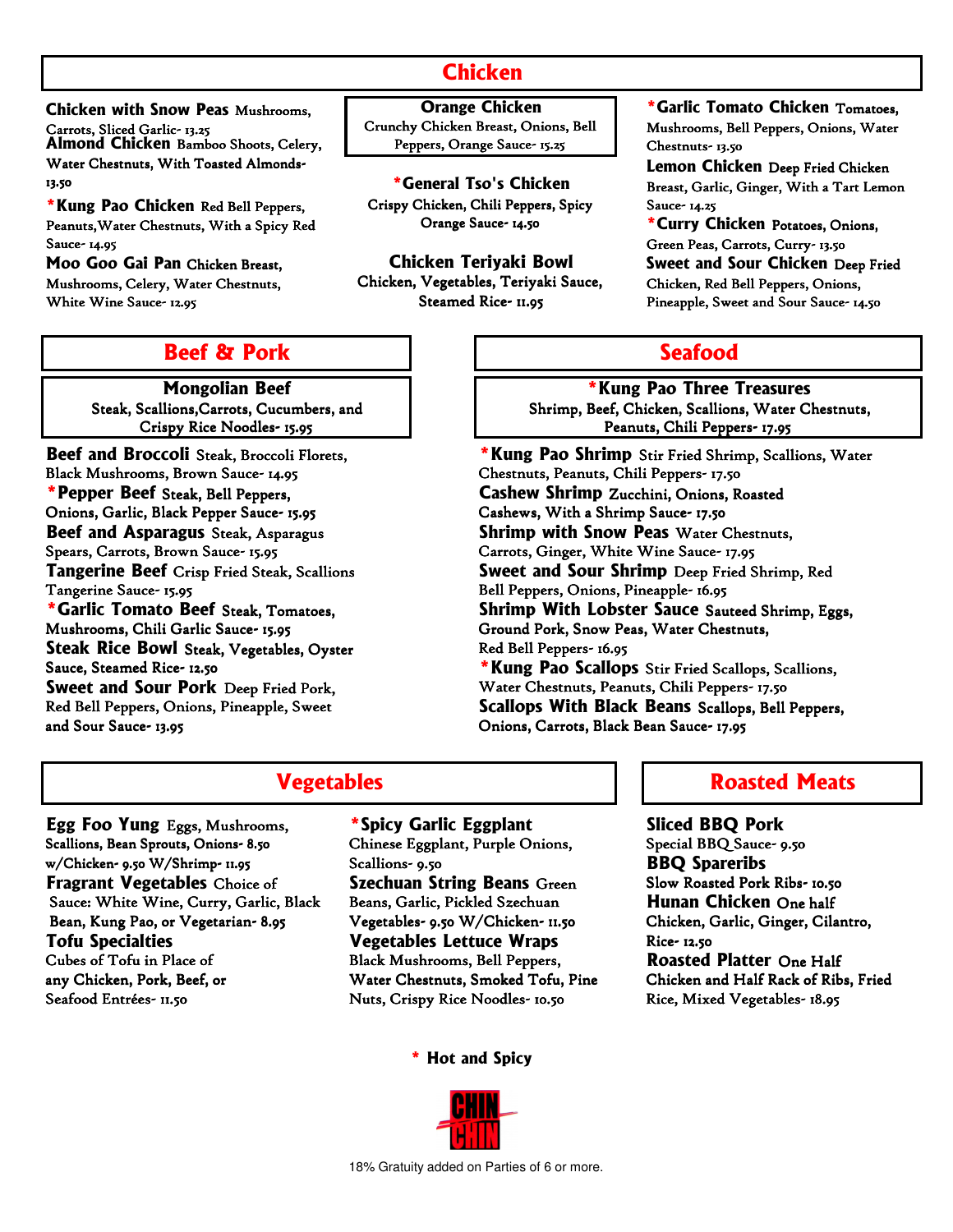## Chicken

**Chicken with Snow Peas** Mushrooms, Carrots, Sliced Garlic- 13.25

**Almond Chicken** Bamboo Shoots, Celery, Water Chestnuts, With Toasted Almonds- 13.50

***Kung Pao Chicken** Red Bell Peppers, Peanuts,Water Chestnuts, With a Spicy Red Sauce- 14.95

**Moo Goo Gai Pan** Chicken Breast, Mushrooms, Celery, Water Chestnuts, White Wine Sauce- 12.95

**Orange Chicken**
Crunchy Chicken Breast, Onions, Bell Peppers, Orange Sauce- 15.25

***General Tso's Chicken**
Crispy Chicken, Chili Peppers, Spicy Orange Sauce- 14.50

**Chicken Teriyaki Bowl**
Chicken, Vegetables, Teriyaki Sauce, Steamed Rice- 11.95

***Garlic Tomato Chicken** Tomatoes, Mushrooms, Bell Peppers, Onions, Water Chestnuts- 13.50

**Lemon Chicken** Deep Fried Chicken Breast, Garlic, Ginger, With a Tart Lemon Sauce- 14.25

***Curry Chicken** Potatoes, Onions, Green Peas, Carrots, Curry- 13.50

**Sweet and Sour Chicken** Deep Fried Chicken, Red Bell Peppers, Onions, Pineapple, Sweet and Sour Sauce- 14.50

## Beef & Pork

**Mongolian Beef**
Steak, Scallions,Carrots, Cucumbers, and Crispy Rice Noodles- 15.95

**Beef and Broccoli** Steak, Broccoli Florets, Black Mushrooms, Brown Sauce- 14.95

***Pepper Beef** Steak, Bell Peppers, Onions, Garlic, Black Pepper Sauce- 15.95

**Beef and Asparagus** Steak, Asparagus Spears, Carrots, Brown Sauce- 15.95

**Tangerine Beef** Crisp Fried Steak, Scallions Tangerine Sauce- 15.95

***Garlic Tomato Beef** Steak, Tomatoes, Mushrooms, Chili Garlic Sauce- 15.95

**Steak Rice Bowl** Steak, Vegetables, Oyster Sauce, Steamed Rice- 12.50

**Sweet and Sour Pork** Deep Fried Pork, Red Bell Peppers, Onions, Pineapple, Sweet and Sour Sauce- 13.95

## Seafood

***Kung Pao Three Treasures**
Shrimp, Beef, Chicken, Scallions, Water Chestnuts, Peanuts, Chili Peppers- 17.95

***Kung Pao Shrimp** Stir Fried Shrimp, Scallions, Water Chestnuts, Peanuts, Chili Peppers- 17.50

**Cashew Shrimp** Zucchini, Onions, Roasted Cashews, With a Shrimp Sauce- 17.50

**Shrimp with Snow Peas** Water Chestnuts, Carrots, Ginger, White Wine Sauce- 17.95

**Sweet and Sour Shrimp** Deep Fried Shrimp, Red Bell Peppers, Onions, Pineapple- 16.95

**Shrimp With Lobster Sauce** Sauteed Shrimp, Eggs, Ground Pork, Snow Peas, Water Chestnuts, Red Bell Peppers- 16.95

***Kung Pao Scallops** Stir Fried Scallops, Scallions, Water Chestnuts, Peanuts, Chili Peppers- 17.50

**Scallops With Black Beans** Scallops, Bell Peppers, Onions, Carrots, Black Bean Sauce- 17.95

## Vegetables

**Egg Foo Yung** Eggs, Mushrooms, Scallions, Bean Sprouts, Onions- 8.50 w/Chicken- 9.50 W/Shrimp- 11.95

**Fragrant Vegetables** Choice of Sauce: White Wine, Curry, Garlic, Black Bean, Kung Pao, or Vegetarian- 8.95

**Tofu Specialties**
Cubes of Tofu in Place of any Chicken, Pork, Beef, or Seafood Entrées- 11.50

***Spicy Garlic Eggplant**
Chinese Eggplant, Purple Onions, Scallions- 9.50

**Szechuan String Beans** Green Beans, Garlic, Pickled Szechuan Vegetables- 9.50 W/Chicken- 11.50

**Vegetables Lettuce Wraps**
Black Mushrooms, Bell Peppers, Water Chestnuts, Smoked Tofu, Pine Nuts, Crispy Rice Noodles- 10.50

## Roasted Meats

**Sliced BBQ Pork**
Special BBQ Sauce- 9.50

**BBQ Spareribs**
Slow Roasted Pork Ribs- 10.50

**Hunan Chicken** One half Chicken, Garlic, Ginger, Cilantro, Rice- 12.50

**Roasted Platter** One Half Chicken and Half Rack of Ribs, Fried Rice, Mixed Vegetables- 18.95

* Hot and Spicy

CHIN CHIN

18% Gratuity added on Parties of 6 or more.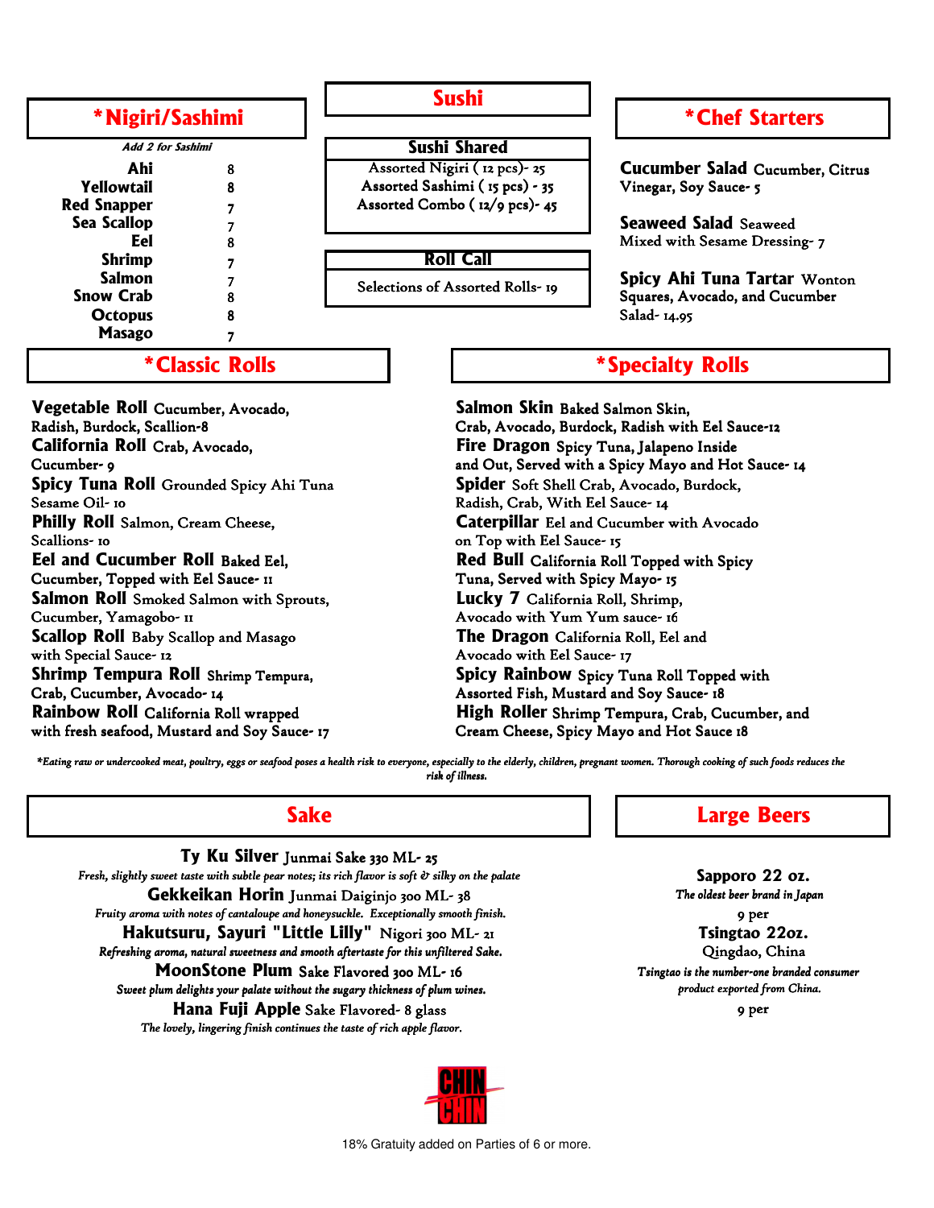## *Nigiri/Sashimi

*Add 2 for Sashimi*

| Item | Price |
|---|---|
| Ahi | 8 |
| Yellowtail | 8 |
| Red Snapper | 7 |
| Sea Scallop | 7 |
| Eel | 8 |
| Shrimp | 7 |
| Salmon | 7 |
| Snow Crab | 8 |
| Octopus | 8 |
| Masago | 7 |

## Sushi

### Sushi Shared

Assorted Nigiri ( 12 pcs)- 25
Assorted Sashimi ( 15 pcs) - 35
Assorted Combo ( 12/9 pcs)- 45

### Roll Call

Selections of Assorted Rolls- 19

## *Chef Starters

**Cucumber Salad** Cucumber, Citrus Vinegar, Soy Sauce- 5

**Seaweed Salad** Seaweed Mixed with Sesame Dressing- 7

**Spicy Ahi Tuna Tartar** Wonton Squares, Avocado, and Cucumber Salad- 14.95

## *Classic Rolls

**Vegetable Roll** Cucumber, Avocado, Radish, Burdock, Scallion-8

**California Roll** Crab, Avocado, Cucumber- 9

**Spicy Tuna Roll** Grounded Spicy Ahi Tuna Sesame Oil- 10

**Philly Roll** Salmon, Cream Cheese, Scallions- 10

**Eel and Cucumber Roll** Baked Eel, Cucumber, Topped with Eel Sauce- 11

**Salmon Roll** Smoked Salmon with Sprouts, Cucumber, Yamagobo- 11

**Scallop Roll** Baby Scallop and Masago with Special Sauce- 12

**Shrimp Tempura Roll** Shrimp Tempura, Crab, Cucumber, Avocado- 14

**Rainbow Roll** California Roll wrapped with fresh seafood, Mustard and Soy Sauce- 17

## *Specialty Rolls

**Salmon Skin** Baked Salmon Skin, Crab, Avocado, Burdock, Radish with Eel Sauce-12

**Fire Dragon** Spicy Tuna, Jalapeno Inside and Out, Served with a Spicy Mayo and Hot Sauce- 14

**Spider** Soft Shell Crab, Avocado, Burdock, Radish, Crab, With Eel Sauce- 14

**Caterpillar** Eel and Cucumber with Avocado on Top with Eel Sauce- 15

**Red Bull** California Roll Topped with Spicy Tuna, Served with Spicy Mayo- 15

**Lucky 7** California Roll, Shrimp, Avocado with Yum Yum sauce- 16

**The Dragon** California Roll, Eel and Avocado with Eel Sauce- 17

**Spicy Rainbow** Spicy Tuna Roll Topped with Assorted Fish, Mustard and Soy Sauce- 18

**High Roller** Shrimp Tempura, Crab, Cucumber, and Cream Cheese, Spicy Mayo and Hot Sauce 18

*\*Eating raw or undercooked meat, poultry, eggs or seafood poses a health risk to everyone, especially to the elderly, children, pregnant women. Thorough cooking of such foods reduces the risk of illness.*

## Sake

**Ty Ku Silver** Junmai Sake 330 ML- 25
*Fresh, slightly sweet taste with subtle pear notes; its rich flavor is soft & silky on the palate*

**Gekkeikan Horin** Junmai Daiginjo 300 ML- 38
*Fruity aroma with notes of cantaloupe and honeysuckle. Exceptionally smooth finish.*

**Hakutsuru, Sayuri "Little Lilly"** Nigori 300 ML- 21
*Refreshing aroma, natural sweetness and smooth aftertaste for this unfiltered Sake.*

**MoonStone Plum** Sake Flavored 300 ML- 16
*Sweet plum delights your palate without the sugary thickness of plum wines.*

**Hana Fuji Apple** Sake Flavored- 8 glass
*The lovely, lingering finish continues the taste of rich apple flavor.*

## Large Beers

**Sapporo 22 oz.**
*The oldest beer brand in Japan*
9 per

**Tsingtao 22oz.**
Qingdao, China
*Tsingtao is the number-one branded consumer product exported from China.*
9 per

CHIN CHIN

18% Gratuity added on Parties of 6 or more.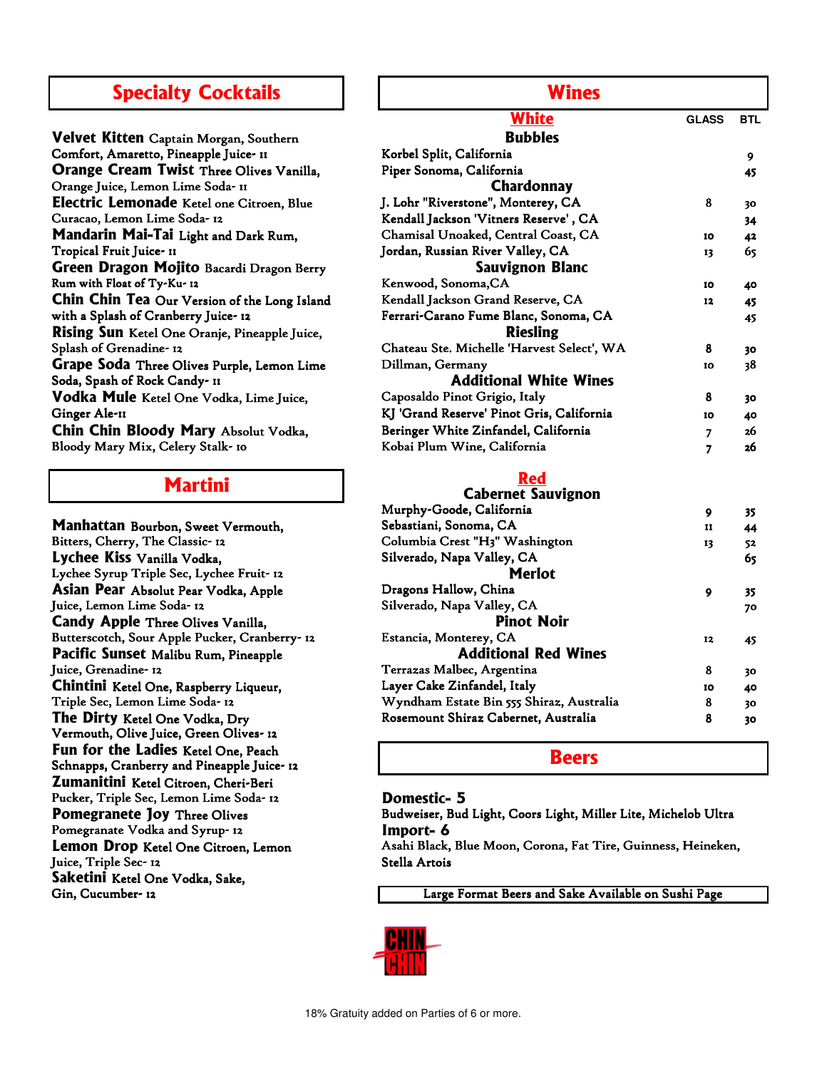## Specialty Cocktails

**Velvet Kitten** Captain Morgan, Southern Comfort, Amaretto, Pineapple Juice- 11

**Orange Cream Twist** Three Olives Vanilla, Orange Juice, Lemon Lime Soda- 11

**Electric Lemonade** Ketel one Citroen, Blue Curacao, Lemon Lime Soda- 12

**Mandarin Mai-Tai** Light and Dark Rum, Tropical Fruit Juice- 11

**Green Dragon Mojito** Bacardi Dragon Berry Rum with Float of Ty-Ku- 12

**Chin Chin Tea** Our Version of the Long Island with a Splash of Cranberry Juice- 12

**Rising Sun** Ketel One Oranje, Pineapple Juice, Splash of Grenadine- 12

**Grape Soda** Three Olives Purple, Lemon Lime Soda, Spash of Rock Candy- 11

**Vodka Mule** Ketel One Vodka, Lime Juice, Ginger Ale-11

**Chin Chin Bloody Mary** Absolut Vodka, Bloody Mary Mix, Celery Stalk- 10

## Martini

**Manhattan** Bourbon, Sweet Vermouth, Bitters, Cherry, The Classic- 12

**Lychee Kiss** Vanilla Vodka, Lychee Syrup Triple Sec, Lychee Fruit- 12

**Asian Pear** Absolut Pear Vodka, Apple Juice, Lemon Lime Soda- 12

**Candy Apple** Three Olives Vanilla, Butterscotch, Sour Apple Pucker, Cranberry- 12

**Pacific Sunset** Malibu Rum, Pineapple Juice, Grenadine- 12

**Chintini** Ketel One, Raspberry Liqueur, Triple Sec, Lemon Lime Soda- 12

**The Dirty** Ketel One Vodka, Dry Vermouth, Olive Juice, Green Olives- 12

**Fun for the Ladies** Ketel One, Peach Schnapps, Cranberry and Pineapple Juice- 12

**Zumanitini** Ketel Citroen, Cheri-Beri Pucker, Triple Sec, Lemon Lime Soda- 12

**Pomegranete Joy** Three Olives Pomegranate Vodka and Syrup- 12

**Lemon Drop** Ketel One Citroen, Lemon Juice, Triple Sec- 12

**Saketini** Ketel One Vodka, Sake, Gin, Cucumber- 12

## Wines

### White

| | GLASS | BTL |
|---|---|---|
| **Bubbles** | | |
| Korbel Split, California | | 9 |
| Piper Sonoma, California | | 45 |
| **Chardonnay** | | |
| J. Lohr "Riverstone", Monterey, CA | 8 | 30 |
| Kendall Jackson 'Vitners Reserve' , CA | | 34 |
| Chamisal Unoaked, Central Coast, CA | 10 | 42 |
| Jordan, Russian River Valley, CA | 13 | 65 |
| **Sauvignon Blanc** | | |
| Kenwood, Sonoma,CA | 10 | 40 |
| Kendall Jackson Grand Reserve, CA | 12 | 45 |
| Ferrari-Carano Fume Blanc, Sonoma, CA | | 45 |
| **Riesling** | | |
| Chateau Ste. Michelle 'Harvest Select', WA | 8 | 30 |
| Dillman, Germany | 10 | 38 |
| **Additional White Wines** | | |
| Caposaldo Pinot Grigio, Italy | 8 | 30 |
| KJ 'Grand Reserve' Pinot Gris, California | 10 | 40 |
| Beringer White Zinfandel, California | 7 | 26 |
| Kobai Plum Wine, California | 7 | 26 |

### Red

| | GLASS | BTL |
|---|---|---|
| **Cabernet Sauvignon** | | |
| Murphy-Goode, California | 9 | 35 |
| Sebastiani, Sonoma, CA | 11 | 44 |
| Columbia Crest "H3" Washington | 13 | 52 |
| Silverado, Napa Valley, CA | | 65 |
| **Merlot** | | |
| Dragons Hallow, China | 9 | 35 |
| Silverado, Napa Valley, CA | | 70 |
| **Pinot Noir** | | |
| Estancia, Monterey, CA | 12 | 45 |
| **Additional Red Wines** | | |
| Terrazas Malbec, Argentina | 8 | 30 |
| Layer Cake Zinfandel, Italy | 10 | 40 |
| Wyndham Estate Bin 555 Shiraz, Australia | 8 | 30 |
| Rosemount Shiraz Cabernet, Australia | 8 | 30 |

## Beers

**Domestic- 5**
Budweiser, Bud Light, Coors Light, Miller Lite, Michelob Ultra

**Import- 6**
Asahi Black, Blue Moon, Corona, Fat Tire, Guinness, Heineken, Stella Artois

Large Format Beers and Sake Available on Sushi Page

CHIN CHIN

18% Gratuity added on Parties of 6 or more.